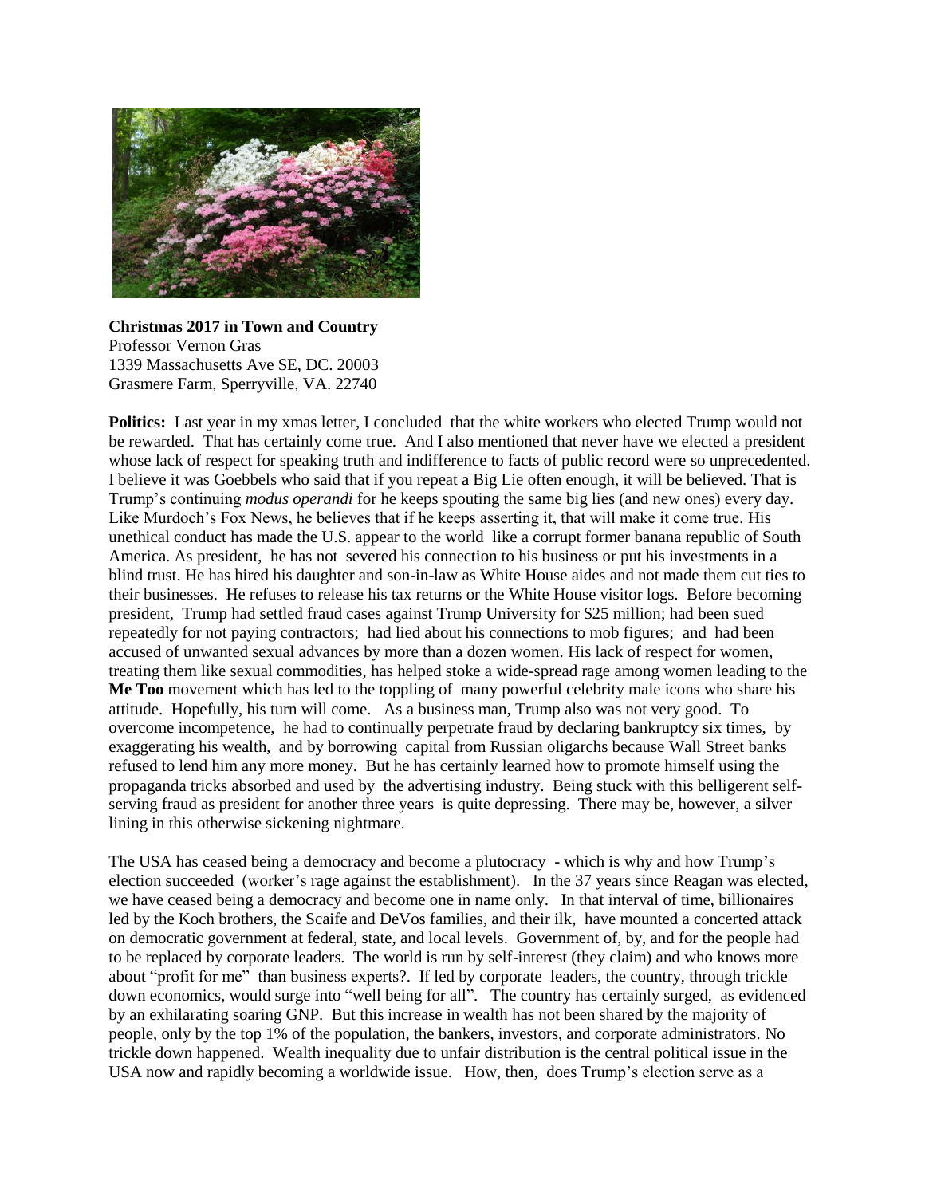**Christmas 2017 in Town and Country**
Professor Vernon Gras
1339 Massachusetts Ave SE, DC. 20003
Grasmere Farm, Sperryville, VA. 22740

**Politics:** Last year in my xmas letter, I concluded that the white workers who elected Trump would not be rewarded. That has certainly come true. And I also mentioned that never have we elected a president whose lack of respect for speaking truth and indifference to facts of public record were so unprecedented. I believe it was Goebbels who said that if you repeat a Big Lie often enough, it will be believed. That is Trump's continuing *modus operandi* for he keeps spouting the same big lies (and new ones) every day. Like Murdoch's Fox News, he believes that if he keeps asserting it, that will make it come true. His unethical conduct has made the U.S. appear to the world like a corrupt former banana republic of South America. As president, he has not severed his connection to his business or put his investments in a blind trust. He has hired his daughter and son-in-law as White House aides and not made them cut ties to their businesses. He refuses to release his tax returns or the White House visitor logs. Before becoming president, Trump had settled fraud cases against Trump University for $25 million; had been sued repeatedly for not paying contractors; had lied about his connections to mob figures; and had been accused of unwanted sexual advances by more than a dozen women. His lack of respect for women, treating them like sexual commodities, has helped stoke a wide-spread rage among women leading to the **Me Too** movement which has led to the toppling of many powerful celebrity male icons who share his attitude. Hopefully, his turn will come. As a business man, Trump also was not very good. To overcome incompetence, he had to continually perpetrate fraud by declaring bankruptcy six times, by exaggerating his wealth, and by borrowing capital from Russian oligarchs because Wall Street banks refused to lend him any more money. But he has certainly learned how to promote himself using the propaganda tricks absorbed and used by the advertising industry. Being stuck with this belligerent self-serving fraud as president for another three years is quite depressing. There may be, however, a silver lining in this otherwise sickening nightmare.

The USA has ceased being a democracy and become a plutocracy - which is why and how Trump's election succeeded (worker's rage against the establishment). In the 37 years since Reagan was elected, we have ceased being a democracy and become one in name only. In that interval of time, billionaires led by the Koch brothers, the Scaife and DeVos families, and their ilk, have mounted a concerted attack on democratic government at federal, state, and local levels. Government of, by, and for the people had to be replaced by corporate leaders. The world is run by self-interest (they claim) and who knows more about "profit for me" than business experts?. If led by corporate leaders, the country, through trickle down economics, would surge into "well being for all". The country has certainly surged, as evidenced by an exhilarating soaring GNP. But this increase in wealth has not been shared by the majority of people, only by the top 1% of the population, the bankers, investors, and corporate administrators. No trickle down happened. Wealth inequality due to unfair distribution is the central political issue in the USA now and rapidly becoming a worldwide issue. How, then, does Trump's election serve as a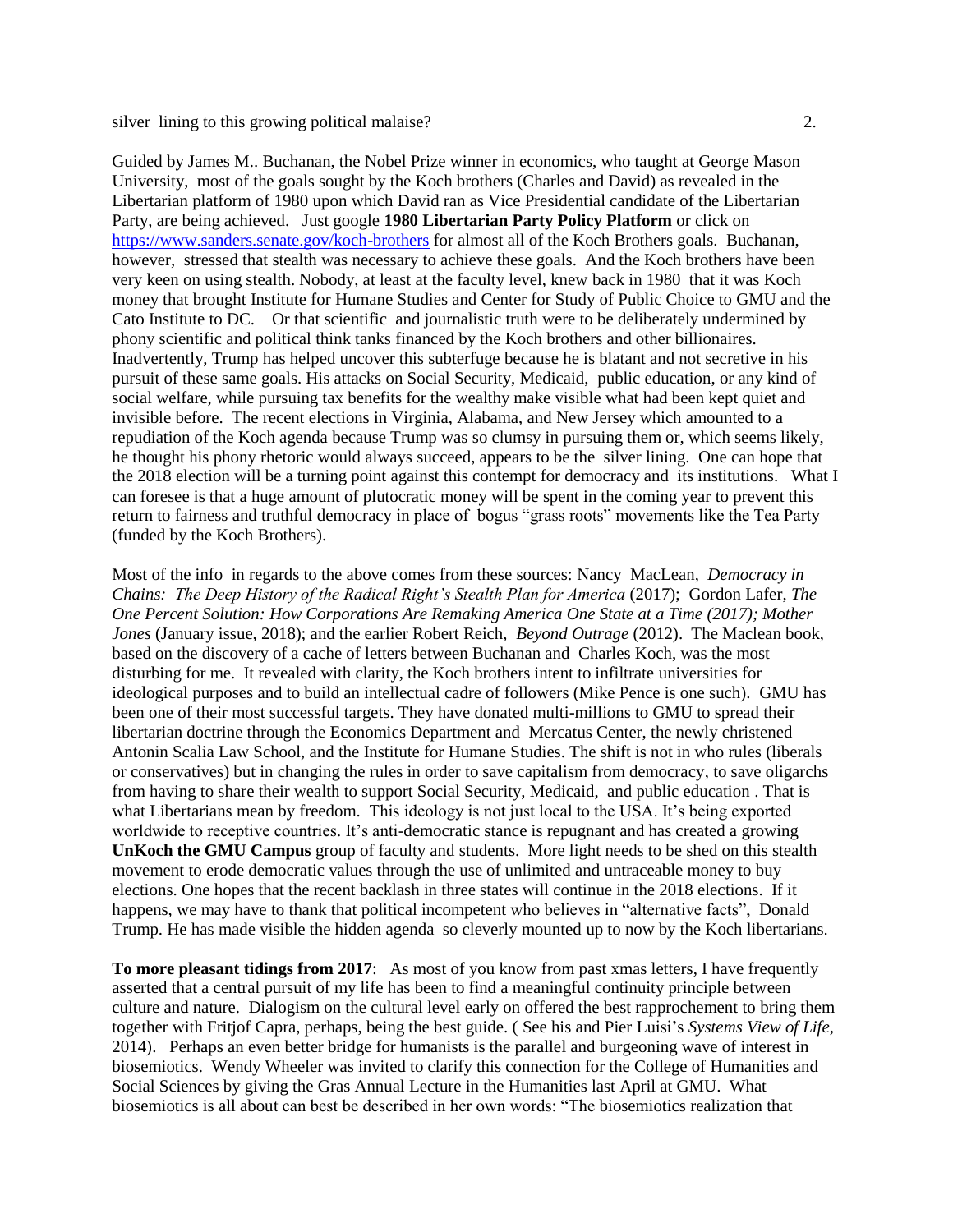silver lining to this growing political malaise?

Guided by James M.. Buchanan, the Nobel Prize winner in economics, who taught at George Mason University, most of the goals sought by the Koch brothers (Charles and David) as revealed in the Libertarian platform of 1980 upon which David ran as Vice Presidential candidate of the Libertarian Party, are being achieved. Just google **1980 Libertarian Party Policy Platform** or click on https://www.sanders.senate.gov/koch-brothers for almost all of the Koch Brothers goals. Buchanan, however, stressed that stealth was necessary to achieve these goals. And the Koch brothers have been very keen on using stealth. Nobody, at least at the faculty level, knew back in 1980 that it was Koch money that brought Institute for Humane Studies and Center for Study of Public Choice to GMU and the Cato Institute to DC. Or that scientific and journalistic truth were to be deliberately undermined by phony scientific and political think tanks financed by the Koch brothers and other billionaires. Inadvertently, Trump has helped uncover this subterfuge because he is blatant and not secretive in his pursuit of these same goals. His attacks on Social Security, Medicaid, public education, or any kind of social welfare, while pursuing tax benefits for the wealthy make visible what had been kept quiet and invisible before. The recent elections in Virginia, Alabama, and New Jersey which amounted to a repudiation of the Koch agenda because Trump was so clumsy in pursuing them or, which seems likely, he thought his phony rhetoric would always succeed, appears to be the silver lining. One can hope that the 2018 election will be a turning point against this contempt for democracy and its institutions. What I can foresee is that a huge amount of plutocratic money will be spent in the coming year to prevent this return to fairness and truthful democracy in place of bogus "grass roots" movements like the Tea Party (funded by the Koch Brothers).

Most of the info in regards to the above comes from these sources: Nancy MacLean, *Democracy in Chains: The Deep History of the Radical Right's Stealth Plan for America* (2017); Gordon Lafer, *The One Percent Solution: How Corporations Are Remaking America One State at a Time (2017); Mother Jones* (January issue, 2018); and the earlier Robert Reich, *Beyond Outrage* (2012). The Maclean book, based on the discovery of a cache of letters between Buchanan and Charles Koch, was the most disturbing for me. It revealed with clarity, the Koch brothers intent to infiltrate universities for ideological purposes and to build an intellectual cadre of followers (Mike Pence is one such). GMU has been one of their most successful targets. They have donated multi-millions to GMU to spread their libertarian doctrine through the Economics Department and Mercatus Center, the newly christened Antonin Scalia Law School, and the Institute for Humane Studies. The shift is not in who rules (liberals or conservatives) but in changing the rules in order to save capitalism from democracy, to save oligarchs from having to share their wealth to support Social Security, Medicaid, and public education . That is what Libertarians mean by freedom. This ideology is not just local to the USA. It's being exported worldwide to receptive countries. It's anti-democratic stance is repugnant and has created a growing **UnKoch the GMU Campus** group of faculty and students. More light needs to be shed on this stealth movement to erode democratic values through the use of unlimited and untraceable money to buy elections. One hopes that the recent backlash in three states will continue in the 2018 elections. If it happens, we may have to thank that political incompetent who believes in "alternative facts", Donald Trump. He has made visible the hidden agenda so cleverly mounted up to now by the Koch libertarians.

**To more pleasant tidings from 2017**: As most of you know from past xmas letters, I have frequently asserted that a central pursuit of my life has been to find a meaningful continuity principle between culture and nature. Dialogism on the cultural level early on offered the best rapprochement to bring them together with Fritjof Capra, perhaps, being the best guide. ( See his and Pier Luisi's *Systems View of Life*, 2014). Perhaps an even better bridge for humanists is the parallel and burgeoning wave of interest in biosemiotics. Wendy Wheeler was invited to clarify this connection for the College of Humanities and Social Sciences by giving the Gras Annual Lecture in the Humanities last April at GMU. What biosemiotics is all about can best be described in her own words: "The biosemiotics realization that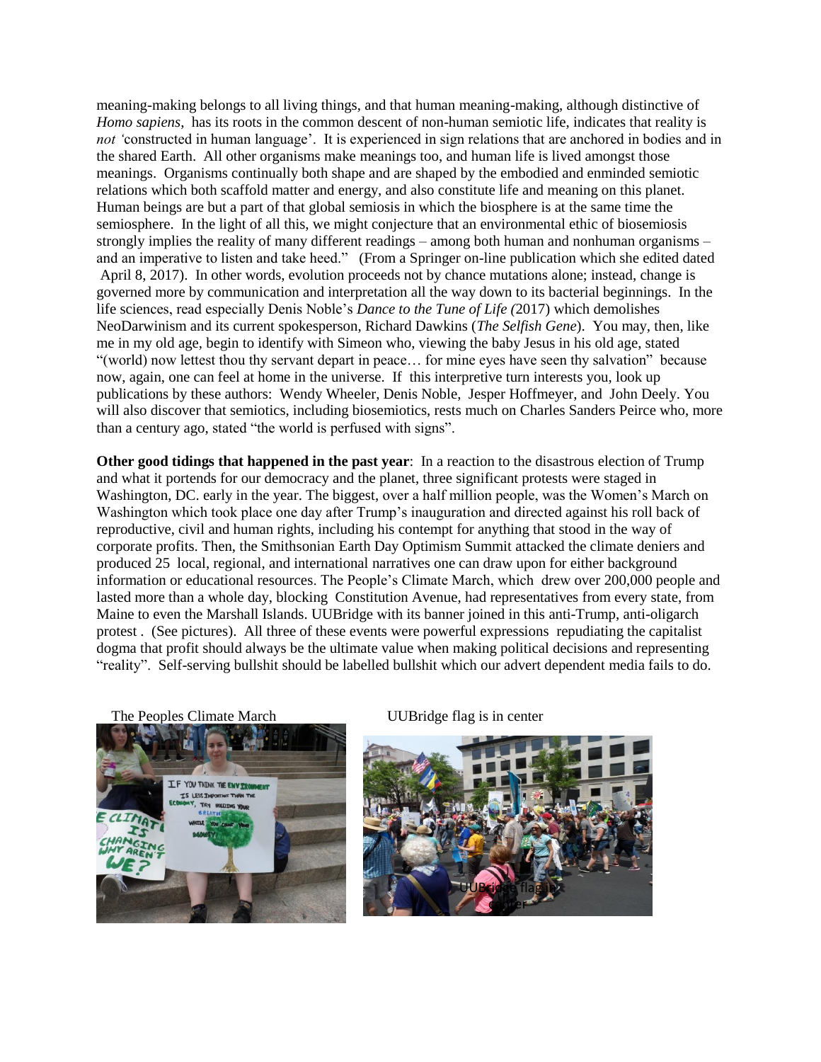meaning-making belongs to all living things, and that human meaning-making, although distinctive of *Homo sapiens*, has its roots in the common descent of non-human semiotic life, indicates that reality is *not* 'constructed in human language'. It is experienced in sign relations that are anchored in bodies and in the shared Earth. All other organisms make meanings too, and human life is lived amongst those meanings. Organisms continually both shape and are shaped by the embodied and enminded semiotic relations which both scaffold matter and energy, and also constitute life and meaning on this planet. Human beings are but a part of that global semiosis in which the biosphere is at the same time the semiosphere. In the light of all this, we might conjecture that an environmental ethic of biosemiosis strongly implies the reality of many different readings – among both human and nonhuman organisms – and an imperative to listen and take heed." (From a Springer on-line publication which she edited dated April 8, 2017). In other words, evolution proceeds not by chance mutations alone; instead, change is governed more by communication and interpretation all the way down to its bacterial beginnings. In the life sciences, read especially Denis Noble's *Dance to the Tune of Life (*2017) which demolishes NeoDarwinism and its current spokesperson, Richard Dawkins (*The Selfish Gene*). You may, then, like me in my old age, begin to identify with Simeon who, viewing the baby Jesus in his old age, stated "(world) now lettest thou thy servant depart in peace… for mine eyes have seen thy salvation" because now, again, one can feel at home in the universe. If this interpretive turn interests you, look up publications by these authors: Wendy Wheeler, Denis Noble, Jesper Hoffmeyer, and John Deely. You will also discover that semiotics, including biosemiotics, rests much on Charles Sanders Peirce who, more than a century ago, stated "the world is perfused with signs".

**Other good tidings that happened in the past year**: In a reaction to the disastrous election of Trump and what it portends for our democracy and the planet, three significant protests were staged in Washington, DC. early in the year. The biggest, over a half million people, was the Women's March on Washington which took place one day after Trump's inauguration and directed against his roll back of reproductive, civil and human rights, including his contempt for anything that stood in the way of corporate profits. Then, the Smithsonian Earth Day Optimism Summit attacked the climate deniers and produced 25 local, regional, and international narratives one can draw upon for either background information or educational resources. The People's Climate March, which drew over 200,000 people and lasted more than a whole day, blocking Constitution Avenue, had representatives from every state, from Maine to even the Marshall Islands. UUBridge with its banner joined in this anti-Trump, anti-oligarch protest . (See pictures). All three of these events were powerful expressions repudiating the capitalist dogma that profit should always be the ultimate value when making political decisions and representing "reality". Self-serving bullshit should be labelled bullshit which our advert dependent media fails to do.

The Peoples Climate March

UUBridge flag is in center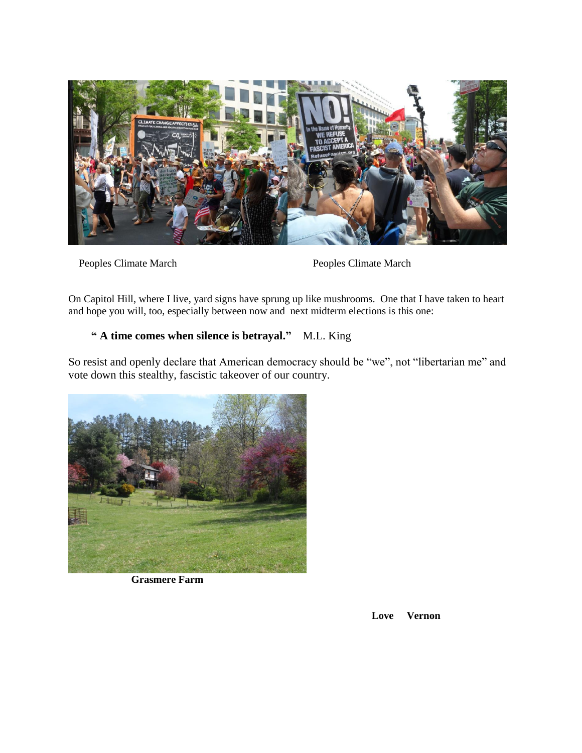Peoples Climate March Peoples Climate March

On Capitol Hill, where I live, yard signs have sprung up like mushrooms. One that I have taken to heart and hope you will, too, especially between now and next midterm elections is this one:

**" A time comes when silence is betrayal."** M.L. King

So resist and openly declare that American democracy should be "we", not "libertarian me" and vote down this stealthy, fascistic takeover of our country.

**Grasmere Farm**

**Love Vernon**